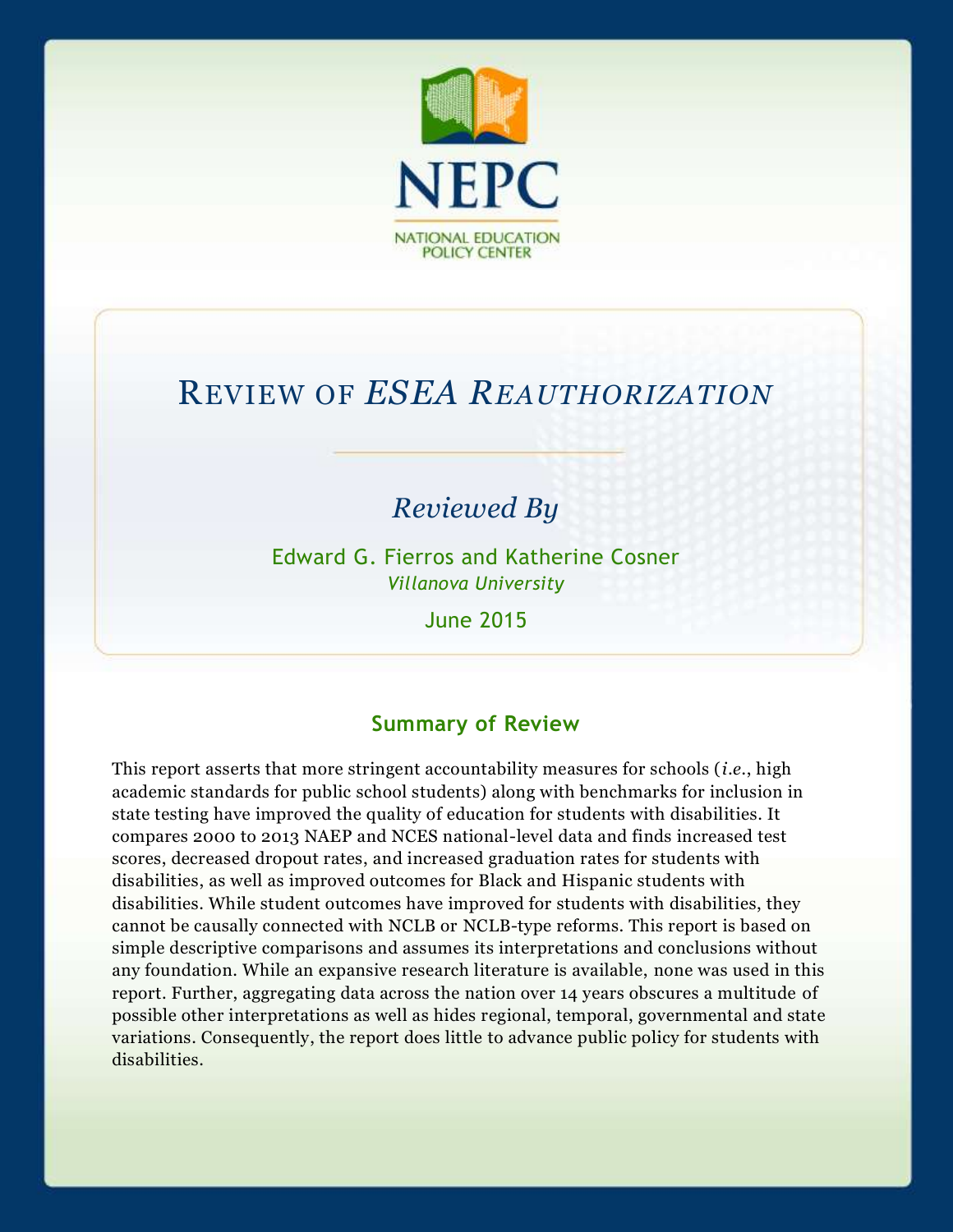NEPC

NATIONAL EDUCATION POLICY CENTER

# Review of *ESEA Reauthorization*

*Reviewed By*

Edward G. Fierros and Katherine Cosner

*Villanova University*

June 2015

## Summary of Review

This report asserts that more stringent accountability measures for schools (*i.e.*, high academic standards for public school students) along with benchmarks for inclusion in state testing have improved the quality of education for students with disabilities. It compares 2000 to 2013 NAEP and NCES national-level data and finds increased test scores, decreased dropout rates, and increased graduation rates for students with disabilities, as well as improved outcomes for Black and Hispanic students with disabilities. While student outcomes have improved for students with disabilities, they cannot be causally connected with NCLB or NCLB-type reforms. This report is based on simple descriptive comparisons and assumes its interpretations and conclusions without any foundation. While an expansive research literature is available, none was used in this report. Further, aggregating data across the nation over 14 years obscures a multitude of possible other interpretations as well as hides regional, temporal, governmental and state variations. Consequently, the report does little to advance public policy for students with disabilities.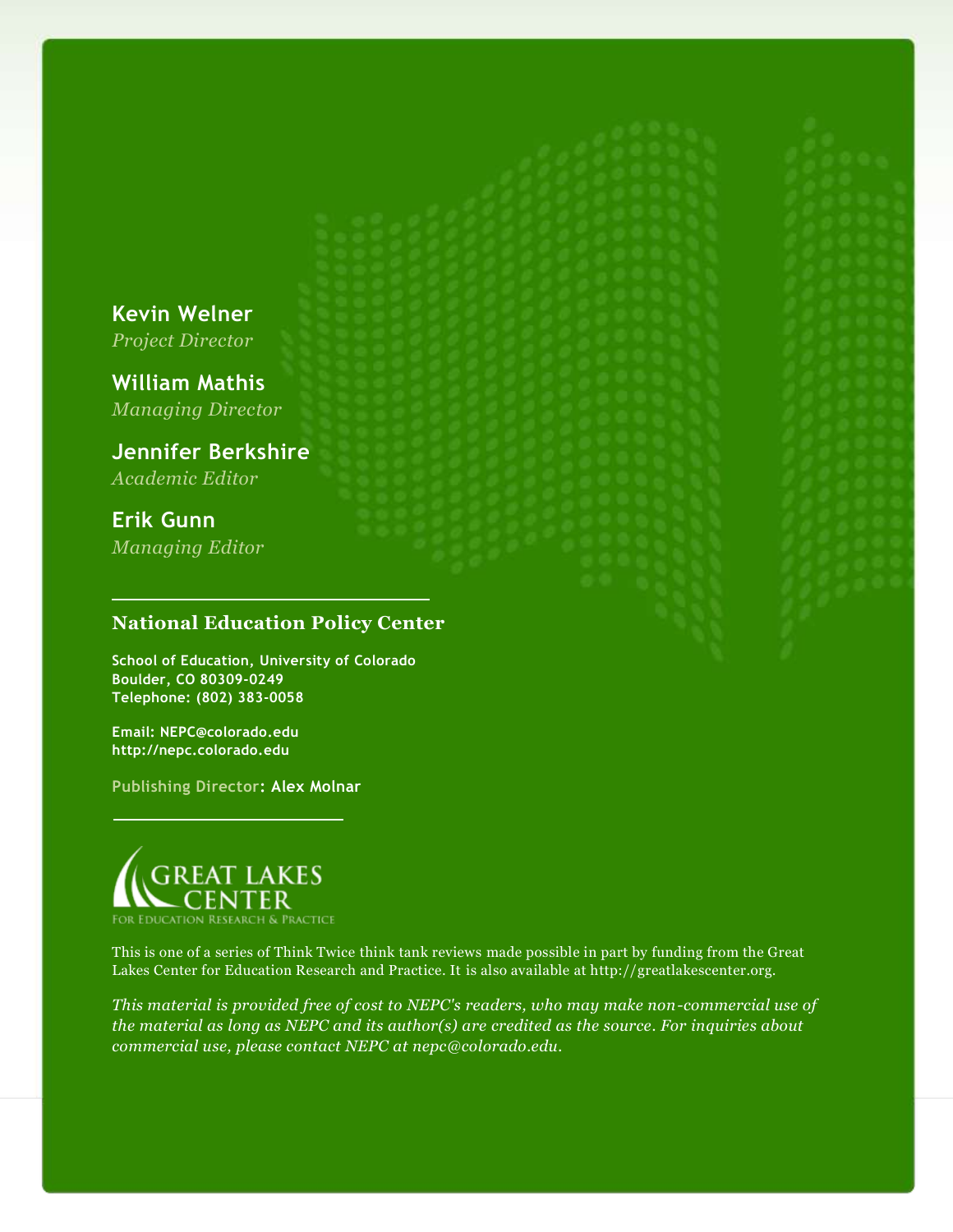**Kevin Welner**
*Project Director*

**William Mathis**
*Managing Director*

**Jennifer Berkshire**
*Academic Editor*

**Erik Gunn**
*Managing Editor*

## National Education Policy Center

**School of Education, University of Colorado**
**Boulder, CO 80309-0249**
**Telephone: (802) 383-0058**

**Email: NEPC@colorado.edu**
**http://nepc.colorado.edu**

**Publishing Director: Alex Molnar**

GREAT LAKES CENTER
FOR EDUCATION RESEARCH & PRACTICE

This is one of a series of Think Twice think tank reviews made possible in part by funding from the Great Lakes Center for Education Research and Practice. It is also available at http://greatlakescenter.org.

*This material is provided free of cost to NEPC's readers, who may make non-commercial use of the material as long as NEPC and its author(s) are credited as the source. For inquiries about commercial use, please contact NEPC at nepc@colorado.edu.*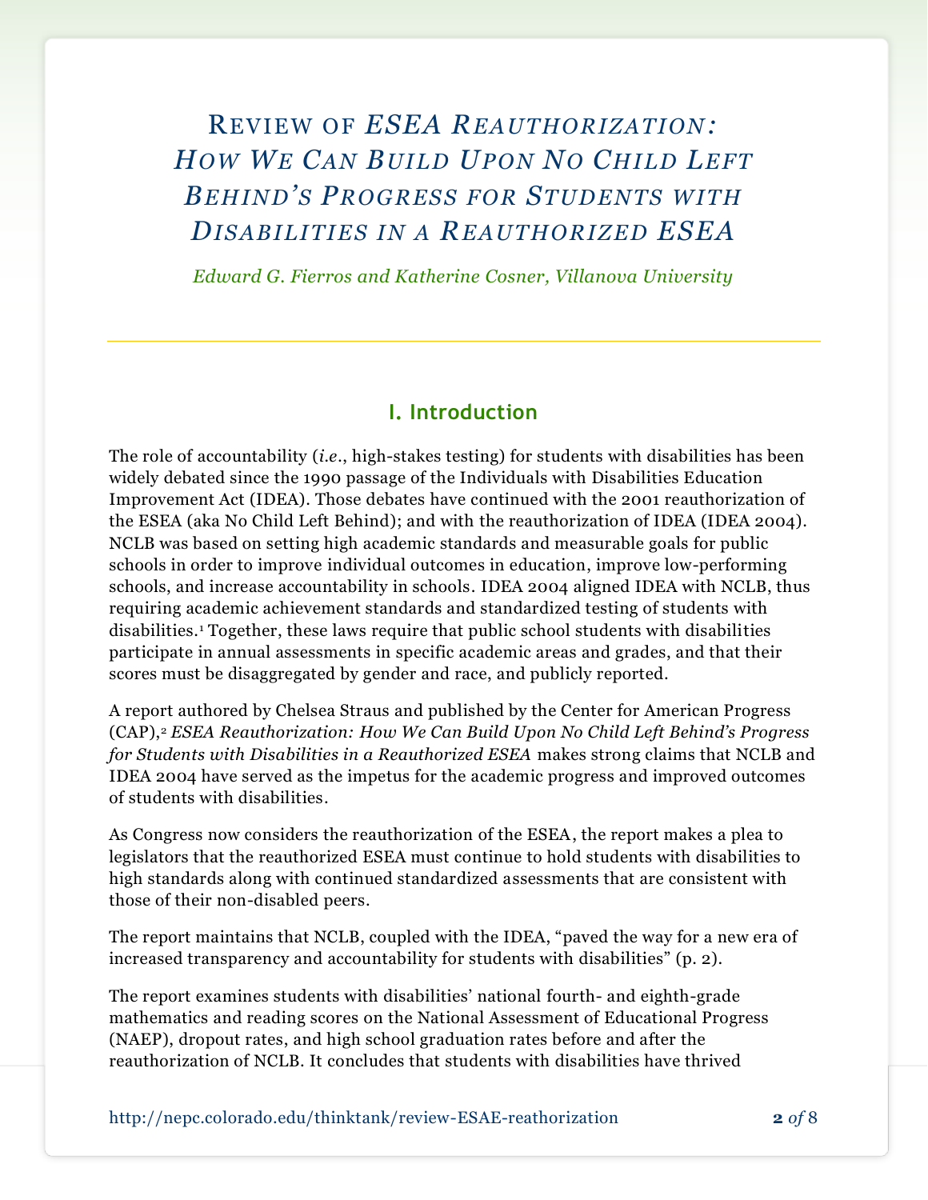# Review of *ESEA Reauthorization: How We Can Build Upon No Child Left Behind's Progress for Students with Disabilities in a Reauthorized ESEA*

*Edward G. Fierros and Katherine Cosner, Villanova University*

## I. Introduction

The role of accountability (*i.e.*, high-stakes testing) for students with disabilities has been widely debated since the 1990 passage of the Individuals with Disabilities Education Improvement Act (IDEA). Those debates have continued with the 2001 reauthorization of the ESEA (aka No Child Left Behind); and with the reauthorization of IDEA (IDEA 2004). NCLB was based on setting high academic standards and measurable goals for public schools in order to improve individual outcomes in education, improve low-performing schools, and increase accountability in schools. IDEA 2004 aligned IDEA with NCLB, thus requiring academic achievement standards and standardized testing of students with disabilities.[1] Together, these laws require that public school students with disabilities participate in annual assessments in specific academic areas and grades, and that their scores must be disaggregated by gender and race, and publicly reported.

A report authored by Chelsea Straus and published by the Center for American Progress (CAP),[2] *ESEA Reauthorization: How We Can Build Upon No Child Left Behind's Progress for Students with Disabilities in a Reauthorized ESEA* makes strong claims that NCLB and IDEA 2004 have served as the impetus for the academic progress and improved outcomes of students with disabilities.

As Congress now considers the reauthorization of the ESEA, the report makes a plea to legislators that the reauthorized ESEA must continue to hold students with disabilities to high standards along with continued standardized assessments that are consistent with those of their non-disabled peers.

The report maintains that NCLB, coupled with the IDEA, "paved the way for a new era of increased transparency and accountability for students with disabilities" (p. 2).

The report examines students with disabilities' national fourth- and eighth-grade mathematics and reading scores on the National Assessment of Educational Progress (NAEP), dropout rates, and high school graduation rates before and after the reauthorization of NCLB. It concludes that students with disabilities have thrived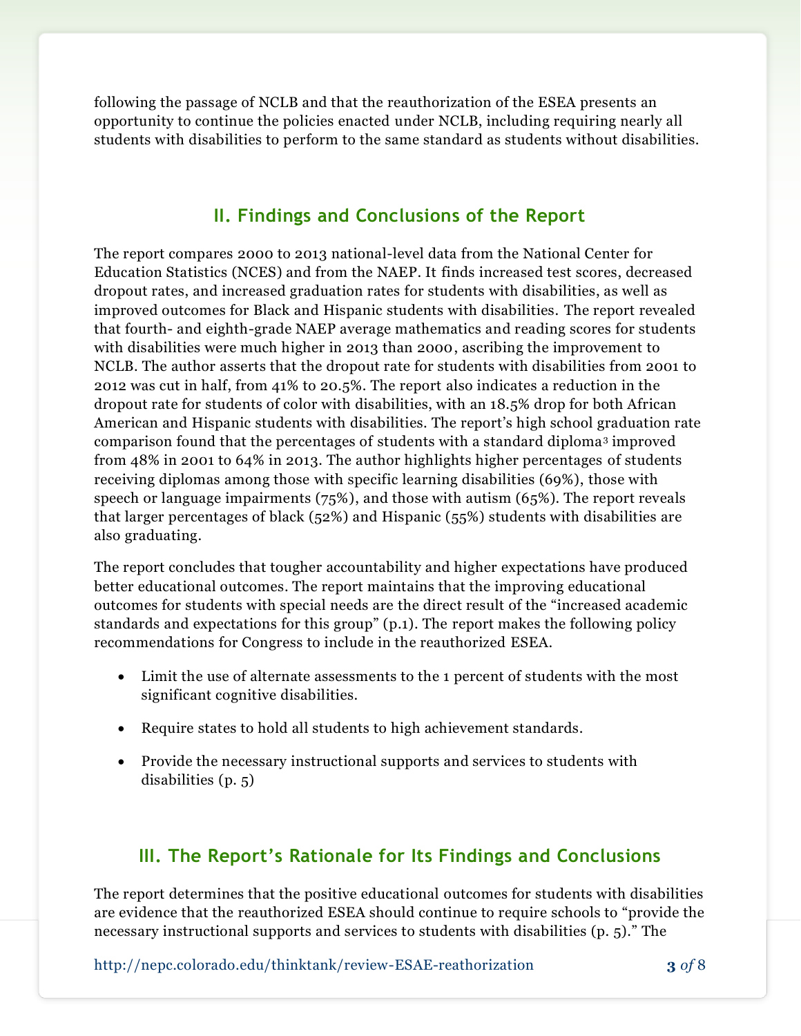following the passage of NCLB and that the reauthorization of the ESEA presents an opportunity to continue the policies enacted under NCLB, including requiring nearly all students with disabilities to perform to the same standard as students without disabilities.

## II. Findings and Conclusions of the Report

The report compares 2000 to 2013 national-level data from the National Center for Education Statistics (NCES) and from the NAEP. It finds increased test scores, decreased dropout rates, and increased graduation rates for students with disabilities, as well as improved outcomes for Black and Hispanic students with disabilities. The report revealed that fourth- and eighth-grade NAEP average mathematics and reading scores for students with disabilities were much higher in 2013 than 2000, ascribing the improvement to NCLB. The author asserts that the dropout rate for students with disabilities from 2001 to 2012 was cut in half, from 41% to 20.5%. The report also indicates a reduction in the dropout rate for students of color with disabilities, with an 18.5% drop for both African American and Hispanic students with disabilities. The report's high school graduation rate comparison found that the percentages of students with a standard diploma[3] improved from 48% in 2001 to 64% in 2013. The author highlights higher percentages of students receiving diplomas among those with specific learning disabilities (69%), those with speech or language impairments (75%), and those with autism (65%). The report reveals that larger percentages of black (52%) and Hispanic (55%) students with disabilities are also graduating.

The report concludes that tougher accountability and higher expectations have produced better educational outcomes. The report maintains that the improving educational outcomes for students with special needs are the direct result of the "increased academic standards and expectations for this group" (p.1). The report makes the following policy recommendations for Congress to include in the reauthorized ESEA.

- Limit the use of alternate assessments to the 1 percent of students with the most significant cognitive disabilities.
- Require states to hold all students to high achievement standards.
- Provide the necessary instructional supports and services to students with disabilities (p. 5)

## III. The Report's Rationale for Its Findings and Conclusions

The report determines that the positive educational outcomes for students with disabilities are evidence that the reauthorized ESEA should continue to require schools to "provide the necessary instructional supports and services to students with disabilities (p. 5)." The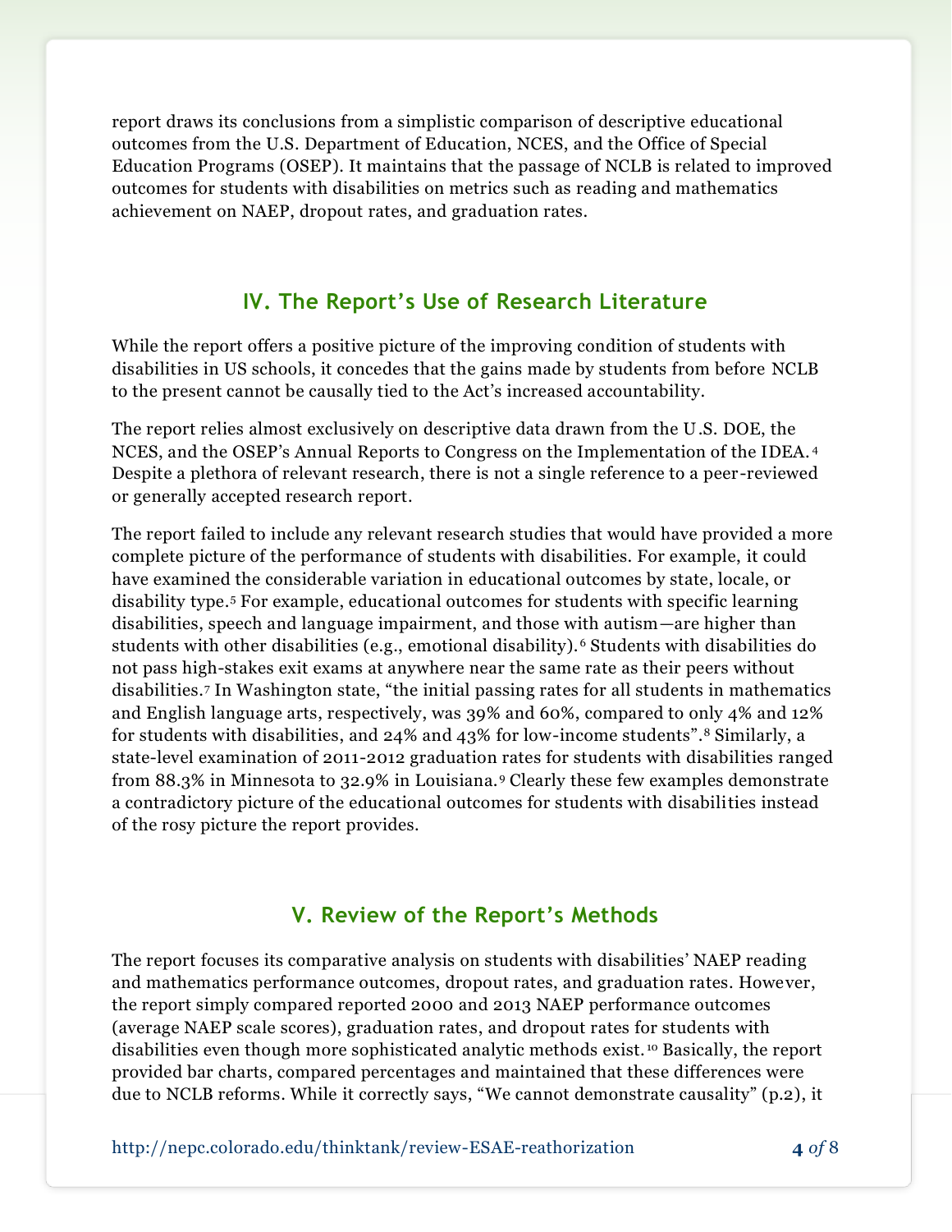report draws its conclusions from a simplistic comparison of descriptive educational outcomes from the U.S. Department of Education, NCES, and the Office of Special Education Programs (OSEP). It maintains that the passage of NCLB is related to improved outcomes for students with disabilities on metrics such as reading and mathematics achievement on NAEP, dropout rates, and graduation rates.

## IV. The Report's Use of Research Literature

While the report offers a positive picture of the improving condition of students with disabilities in US schools, it concedes that the gains made by students from before NCLB to the present cannot be causally tied to the Act's increased accountability.

The report relies almost exclusively on descriptive data drawn from the U.S. DOE, the NCES, and the OSEP's Annual Reports to Congress on the Implementation of the IDEA.[4] Despite a plethora of relevant research, there is not a single reference to a peer-reviewed or generally accepted research report.

The report failed to include any relevant research studies that would have provided a more complete picture of the performance of students with disabilities. For example, it could have examined the considerable variation in educational outcomes by state, locale, or disability type.[5] For example, educational outcomes for students with specific learning disabilities, speech and language impairment, and those with autism—are higher than students with other disabilities (e.g., emotional disability).[6] Students with disabilities do not pass high-stakes exit exams at anywhere near the same rate as their peers without disabilities.[7] In Washington state, "the initial passing rates for all students in mathematics and English language arts, respectively, was 39% and 60%, compared to only 4% and 12% for students with disabilities, and 24% and 43% for low-income students".[8] Similarly, a state-level examination of 2011-2012 graduation rates for students with disabilities ranged from 88.3% in Minnesota to 32.9% in Louisiana.[9] Clearly these few examples demonstrate a contradictory picture of the educational outcomes for students with disabilities instead of the rosy picture the report provides.

## V. Review of the Report's Methods

The report focuses its comparative analysis on students with disabilities' NAEP reading and mathematics performance outcomes, dropout rates, and graduation rates. However, the report simply compared reported 2000 and 2013 NAEP performance outcomes (average NAEP scale scores), graduation rates, and dropout rates for students with disabilities even though more sophisticated analytic methods exist.[10] Basically, the report provided bar charts, compared percentages and maintained that these differences were due to NCLB reforms. While it correctly says, "We cannot demonstrate causality" (p.2), it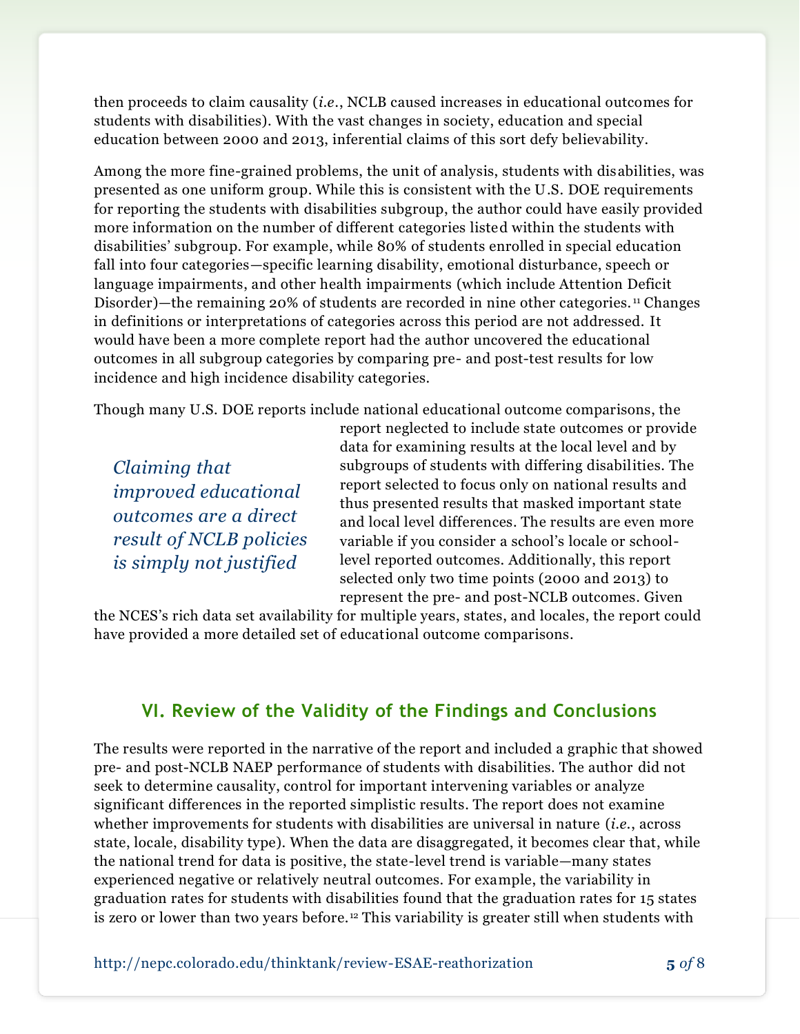then proceeds to claim causality (*i.e.*, NCLB caused increases in educational outcomes for students with disabilities). With the vast changes in society, education and special education between 2000 and 2013, inferential claims of this sort defy believability.

Among the more fine-grained problems, the unit of analysis, students with disabilities, was presented as one uniform group. While this is consistent with the U.S. DOE requirements for reporting the students with disabilities subgroup, the author could have easily provided more information on the number of different categories listed within the students with disabilities' subgroup. For example, while 80% of students enrolled in special education fall into four categories—specific learning disability, emotional disturbance, speech or language impairments, and other health impairments (which include Attention Deficit Disorder)—the remaining 20% of students are recorded in nine other categories.[11] Changes in definitions or interpretations of categories across this period are not addressed. It would have been a more complete report had the author uncovered the educational outcomes in all subgroup categories by comparing pre- and post-test results for low incidence and high incidence disability categories.

Though many U.S. DOE reports include national educational outcome comparisons, the report neglected to include state outcomes or provide data for examining results at the local level and by subgroups of students with differing disabilities. The report selected to focus only on national results and thus presented results that masked important state and local level differences. The results are even more variable if you consider a school's locale or school-level reported outcomes. Additionally, this report selected only two time points (2000 and 2013) to represent the pre- and post-NCLB outcomes. Given the NCES's rich data set availability for multiple years, states, and locales, the report could have provided a more detailed set of educational outcome comparisons.

> *Claiming that improved educational outcomes are a direct result of NCLB policies is simply not justified*

## VI. Review of the Validity of the Findings and Conclusions

The results were reported in the narrative of the report and included a graphic that showed pre- and post-NCLB NAEP performance of students with disabilities. The author did not seek to determine causality, control for important intervening variables or analyze significant differences in the reported simplistic results. The report does not examine whether improvements for students with disabilities are universal in nature (*i.e.*, across state, locale, disability type). When the data are disaggregated, it becomes clear that, while the national trend for data is positive, the state-level trend is variable—many states experienced negative or relatively neutral outcomes. For example, the variability in graduation rates for students with disabilities found that the graduation rates for 15 states is zero or lower than two years before.[12] This variability is greater still when students with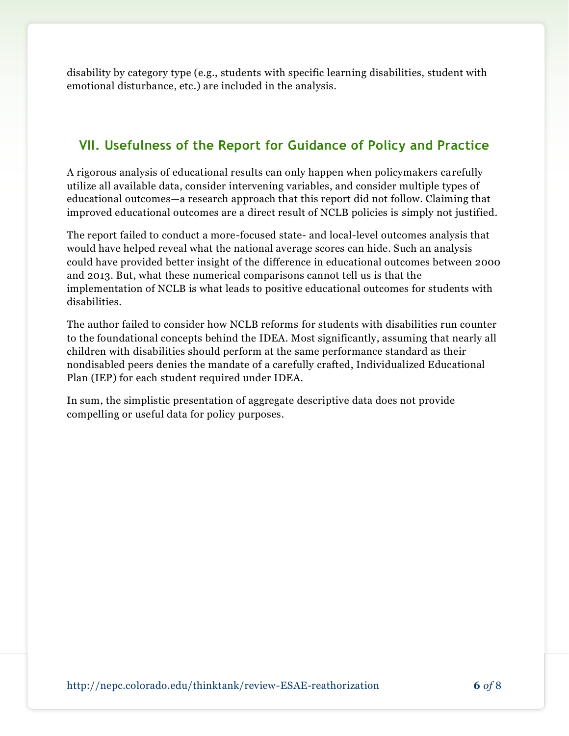disability by category type (e.g., students with specific learning disabilities, student with emotional disturbance, etc.) are included in the analysis.

## VII. Usefulness of the Report for Guidance of Policy and Practice

A rigorous analysis of educational results can only happen when policymakers carefully utilize all available data, consider intervening variables, and consider multiple types of educational outcomes—a research approach that this report did not follow. Claiming that improved educational outcomes are a direct result of NCLB policies is simply not justified.

The report failed to conduct a more-focused state- and local-level outcomes analysis that would have helped reveal what the national average scores can hide. Such an analysis could have provided better insight of the difference in educational outcomes between 2000 and 2013. But, what these numerical comparisons cannot tell us is that the implementation of NCLB is what leads to positive educational outcomes for students with disabilities.

The author failed to consider how NCLB reforms for students with disabilities run counter to the foundational concepts behind the IDEA. Most significantly, assuming that nearly all children with disabilities should perform at the same performance standard as their nondisabled peers denies the mandate of a carefully crafted, Individualized Educational Plan (IEP) for each student required under IDEA.

In sum, the simplistic presentation of aggregate descriptive data does not provide compelling or useful data for policy purposes.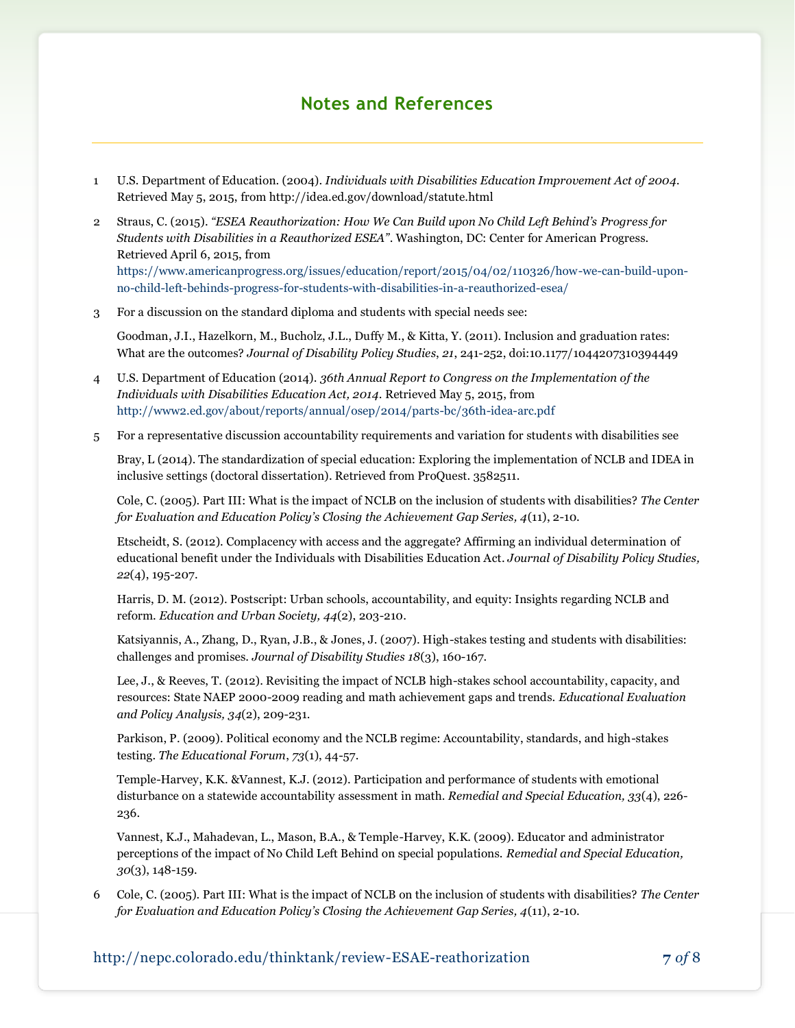## Notes and References

1. U.S. Department of Education. (2004). *Individuals with Disabilities Education Improvement Act of 2004*. Retrieved May 5, 2015, from http://idea.ed.gov/download/statute.html

2. Straus, C. (2015). *"ESEA Reauthorization: How We Can Build upon No Child Left Behind's Progress for Students with Disabilities in a Reauthorized ESEA"*. Washington, DC: Center for American Progress. Retrieved April 6, 2015, from https://www.americanprogress.org/issues/education/report/2015/04/02/110326/how-we-can-build-upon-no-child-left-behinds-progress-for-students-with-disabilities-in-a-reauthorized-esea/

3. For a discussion on the standard diploma and students with special needs see:

   Goodman, J.I., Hazelkorn, M., Bucholz, J.L., Duffy M., & Kitta, Y. (2011). Inclusion and graduation rates: What are the outcomes? *Journal of Disability Policy Studies*, *21*, 241-252, doi:10.1177/1044207310394449

4. U.S. Department of Education (2014). *36th Annual Report to Congress on the Implementation of the Individuals with Disabilities Education Act, 2014*. Retrieved May 5, 2015, from http://www2.ed.gov/about/reports/annual/osep/2014/parts-bc/36th-idea-arc.pdf

5. For a representative discussion accountability requirements and variation for students with disabilities see

   Bray, L (2014). The standardization of special education: Exploring the implementation of NCLB and IDEA in inclusive settings (doctoral dissertation). Retrieved from ProQuest. 3582511.

   Cole, C. (2005). Part III: What is the impact of NCLB on the inclusion of students with disabilities? *The Center for Evaluation and Education Policy's Closing the Achievement Gap Series, 4*(11), 2-10.

   Etscheidt, S. (2012). Complacency with access and the aggregate? Affirming an individual determination of educational benefit under the Individuals with Disabilities Education Act. *Journal of Disability Policy Studies, 22*(4), 195-207.

   Harris, D. M. (2012). Postscript: Urban schools, accountability, and equity: Insights regarding NCLB and reform. *Education and Urban Society, 44*(2), 203-210.

   Katsiyannis, A., Zhang, D., Ryan, J.B., & Jones, J. (2007). High-stakes testing and students with disabilities: challenges and promises. *Journal of Disability Studies 18*(3), 160-167.

   Lee, J., & Reeves, T. (2012). Revisiting the impact of NCLB high-stakes school accountability, capacity, and resources: State NAEP 2000-2009 reading and math achievement gaps and trends. *Educational Evaluation and Policy Analysis, 34*(2), 209-231.

   Parkison, P. (2009). Political economy and the NCLB regime: Accountability, standards, and high-stakes testing. *The Educational Forum*, *73*(1), 44-57.

   Temple-Harvey, K.K. &Vannest, K.J. (2012). Participation and performance of students with emotional disturbance on a statewide accountability assessment in math. *Remedial and Special Education, 33*(4), 226-236.

   Vannest, K.J., Mahadevan, L., Mason, B.A., & Temple-Harvey, K.K. (2009). Educator and administrator perceptions of the impact of No Child Left Behind on special populations. *Remedial and Special Education, 30*(3), 148-159.

6. Cole, C. (2005). Part III: What is the impact of NCLB on the inclusion of students with disabilities? *The Center for Evaluation and Education Policy's Closing the Achievement Gap Series, 4*(11), 2-10.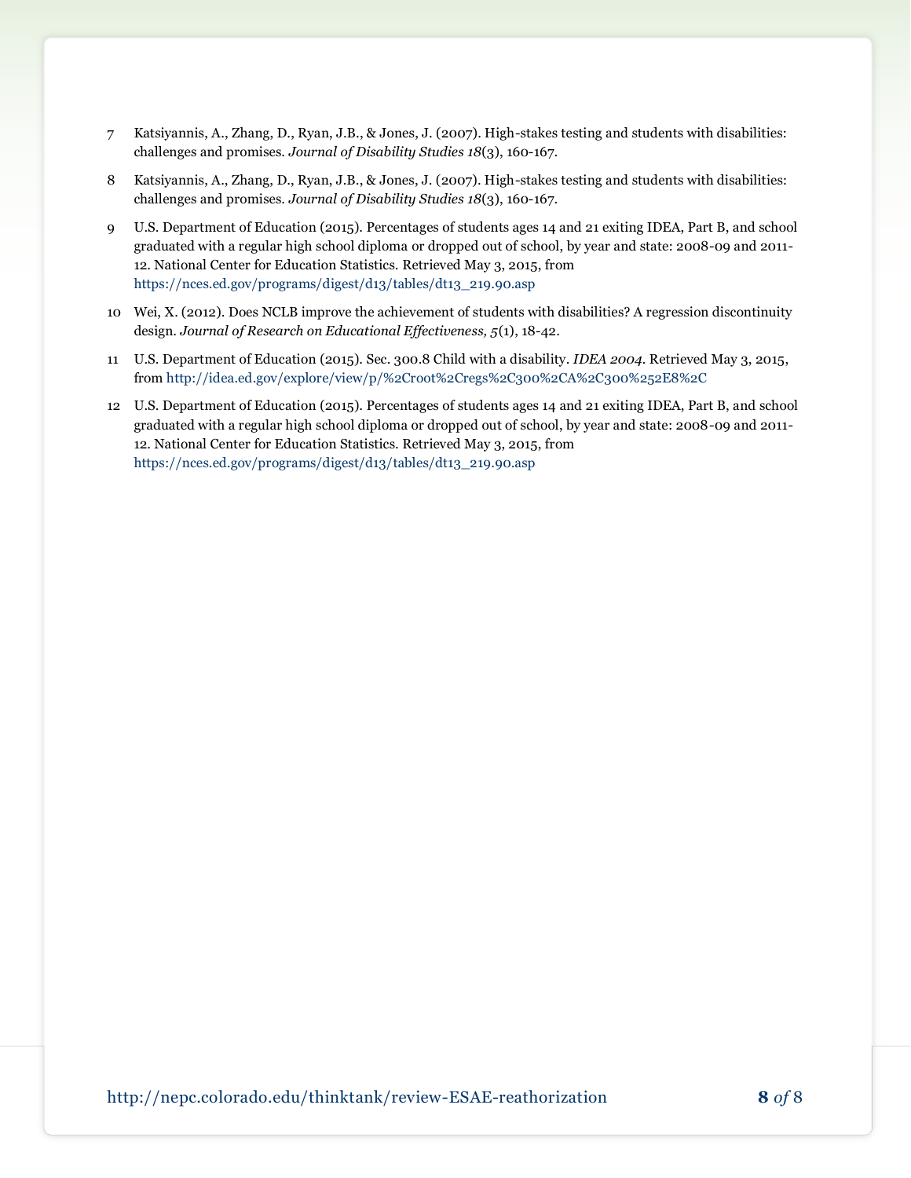7 Katsiyannis, A., Zhang, D., Ryan, J.B., & Jones, J. (2007). High-stakes testing and students with disabilities: challenges and promises. *Journal of Disability Studies 18*(3), 160-167.

8 Katsiyannis, A., Zhang, D., Ryan, J.B., & Jones, J. (2007). High-stakes testing and students with disabilities: challenges and promises. *Journal of Disability Studies 18*(3), 160-167.

9 U.S. Department of Education (2015). Percentages of students ages 14 and 21 exiting IDEA, Part B, and school graduated with a regular high school diploma or dropped out of school, by year and state: 2008-09 and 2011-12. National Center for Education Statistics. Retrieved May 3, 2015, from https://nces.ed.gov/programs/digest/d13/tables/dt13_219.90.asp

10 Wei, X. (2012). Does NCLB improve the achievement of students with disabilities? A regression discontinuity design. *Journal of Research on Educational Effectiveness, 5*(1), 18-42.

11 U.S. Department of Education (2015). Sec. 300.8 Child with a disability. *IDEA 2004*. Retrieved May 3, 2015, from http://idea.ed.gov/explore/view/p/%2Croot%2Cregs%2C300%2CA%2C300%252E8%2C

12 U.S. Department of Education (2015). Percentages of students ages 14 and 21 exiting IDEA, Part B, and school graduated with a regular high school diploma or dropped out of school, by year and state: 2008-09 and 2011-12. National Center for Education Statistics. Retrieved May 3, 2015, from https://nces.ed.gov/programs/digest/d13/tables/dt13_219.90.asp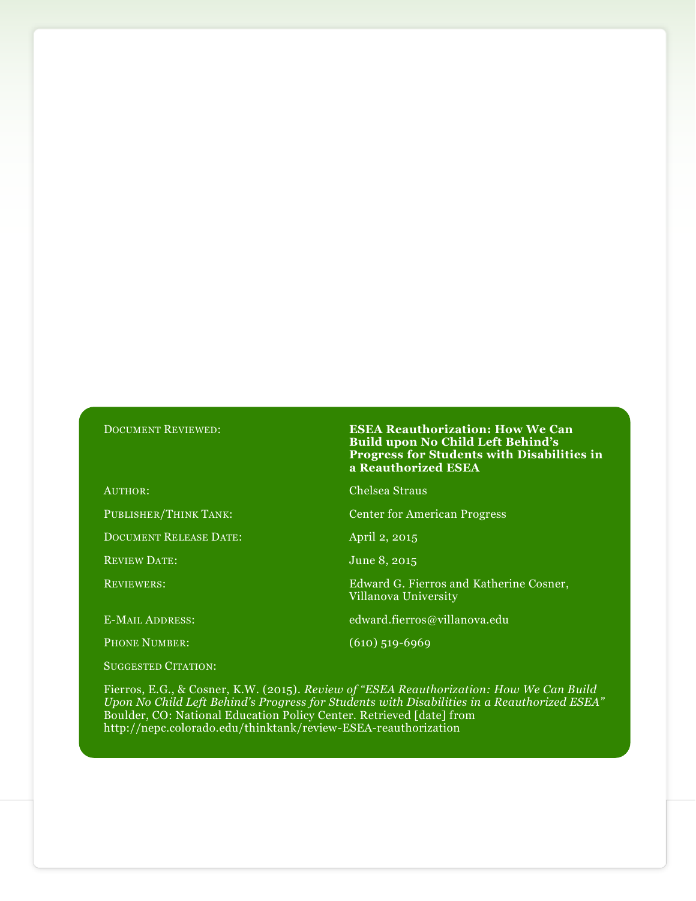| | |
|---|---|
| Document Reviewed: | **ESEA Reauthorization: How We Can Build upon No Child Left Behind's Progress for Students with Disabilities in a Reauthorized ESEA** |
| Author: | Chelsea Straus |
| Publisher/Think Tank: | Center for American Progress |
| Document Release Date: | April 2, 2015 |
| Review Date: | June 8, 2015 |
| Reviewers: | Edward G. Fierros and Katherine Cosner, Villanova University |
| E-Mail Address: | edward.fierros@villanova.edu |
| Phone Number: | (610) 519-6969 |

Suggested Citation:

Fierros, E.G., & Cosner, K.W. (2015). *Review of "ESEA Reauthorization: How We Can Build Upon No Child Left Behind's Progress for Students with Disabilities in a Reauthorized ESEA"* Boulder, CO: National Education Policy Center. Retrieved [date] from http://nepc.colorado.edu/thinktank/review-ESEA-reauthorization